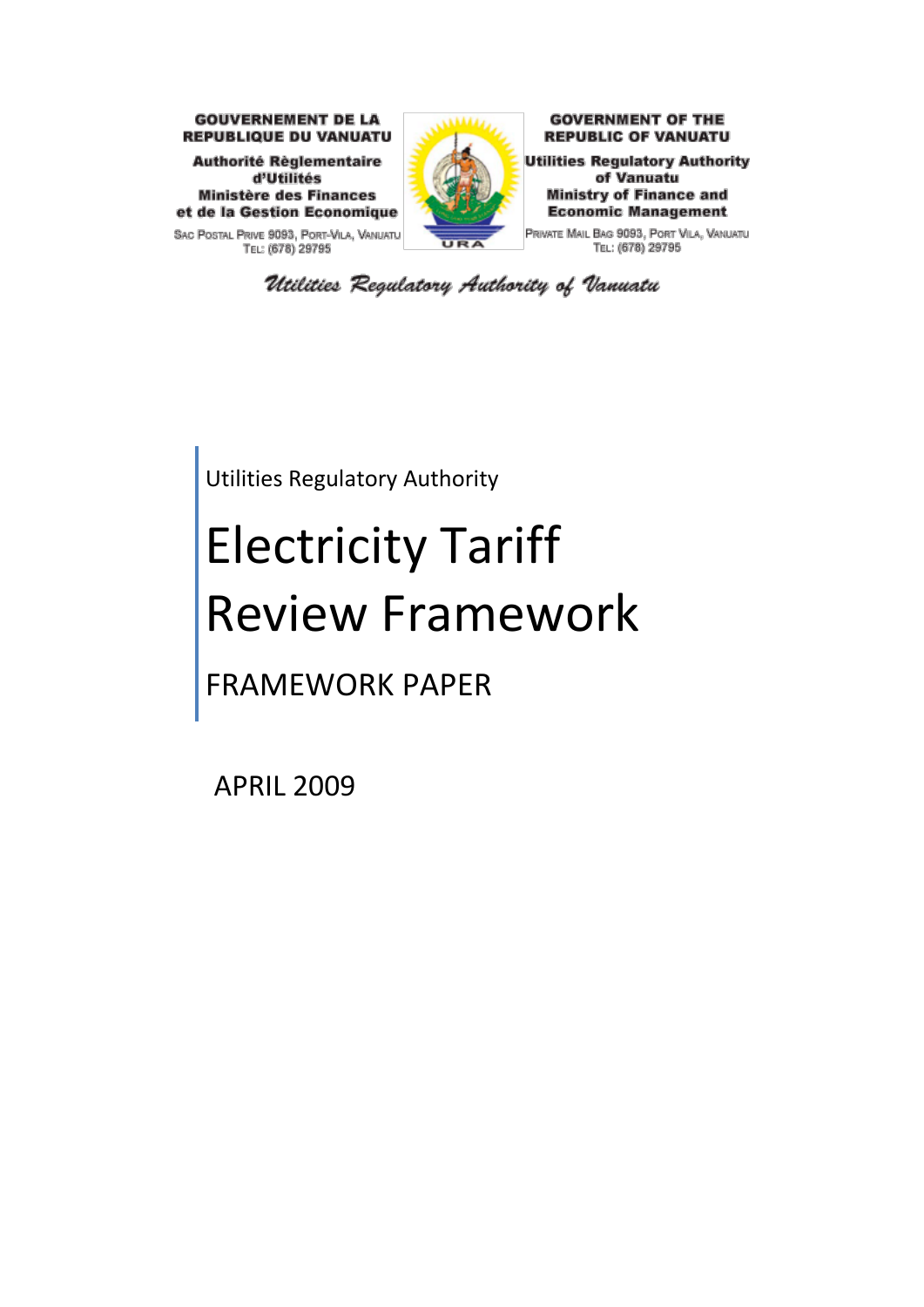**GOUVERNEMENT DE LA REPUBLIQUE DU VANUATU**

**Authorité Règlementaire d'Utilités**
**Ministère des Finances et de la Gestion Economique**

SAC POSTAL PRIVE 9093, PORT-VILA, VANUATU
TEL: (678) 29795

**GOVERNMENT OF THE REPUBLIC OF VANUATU**

**Utilities Regulatory Authority of Vanuatu**
**Ministry of Finance and Economic Management**

PRIVATE MAIL BAG 9093, PORT VILA, VANUATU
TEL: (678) 29795

URA

*Utilities Regulatory Authority of Vanuatu*

Utilities Regulatory Authority

# Electricity Tariff Review Framework

## FRAMEWORK PAPER

APRIL 2009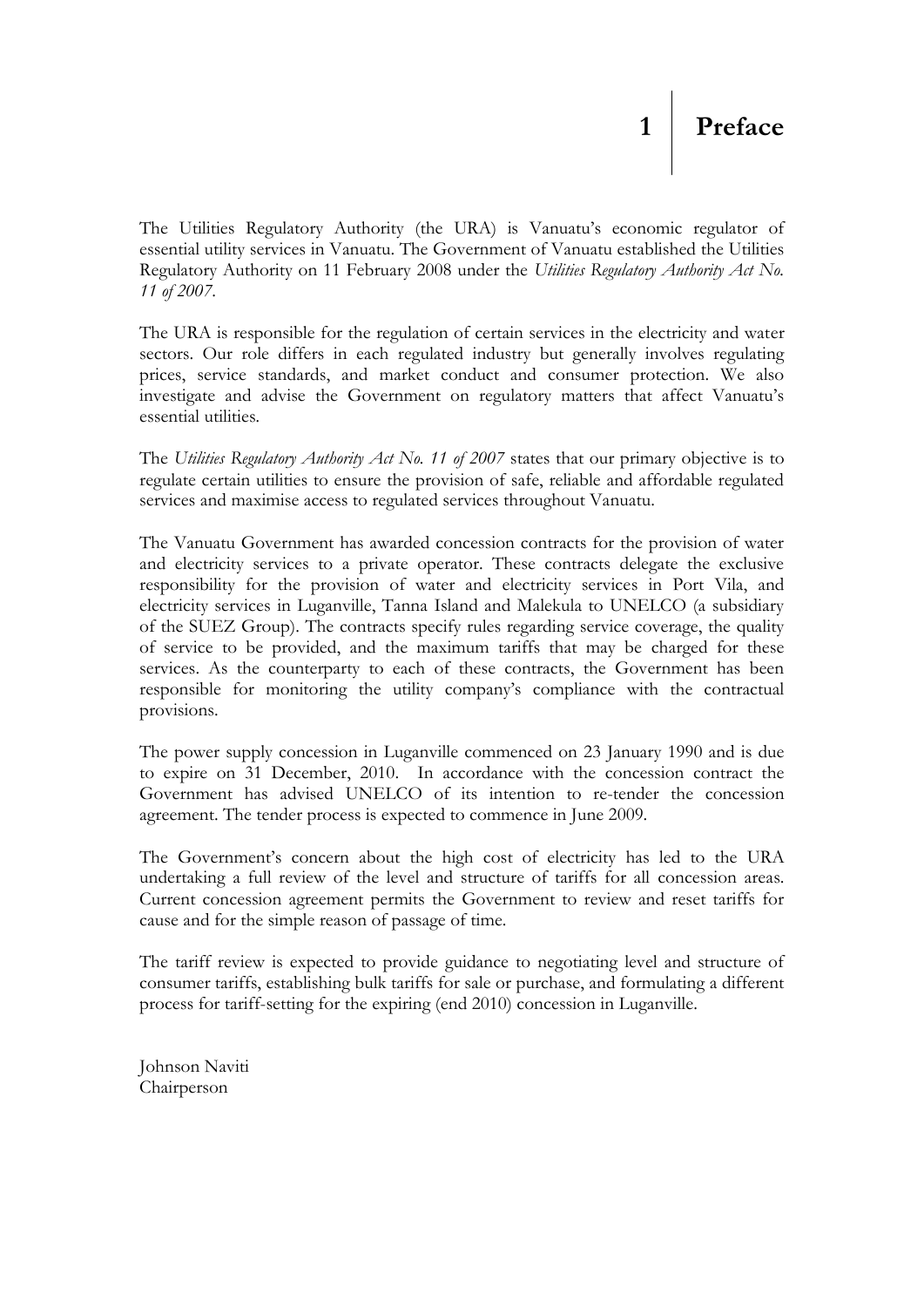# 1 Preface

The Utilities Regulatory Authority (the URA) is Vanuatu's economic regulator of essential utility services in Vanuatu. The Government of Vanuatu established the Utilities Regulatory Authority on 11 February 2008 under the *Utilities Regulatory Authority Act No. 11 of 2007*.

The URA is responsible for the regulation of certain services in the electricity and water sectors. Our role differs in each regulated industry but generally involves regulating prices, service standards, and market conduct and consumer protection. We also investigate and advise the Government on regulatory matters that affect Vanuatu's essential utilities.

The *Utilities Regulatory Authority Act No. 11 of 2007* states that our primary objective is to regulate certain utilities to ensure the provision of safe, reliable and affordable regulated services and maximise access to regulated services throughout Vanuatu.

The Vanuatu Government has awarded concession contracts for the provision of water and electricity services to a private operator. These contracts delegate the exclusive responsibility for the provision of water and electricity services in Port Vila, and electricity services in Luganville, Tanna Island and Malekula to UNELCO (a subsidiary of the SUEZ Group). The contracts specify rules regarding service coverage, the quality of service to be provided, and the maximum tariffs that may be charged for these services. As the counterparty to each of these contracts, the Government has been responsible for monitoring the utility company's compliance with the contractual provisions.

The power supply concession in Luganville commenced on 23 January 1990 and is due to expire on 31 December, 2010. In accordance with the concession contract the Government has advised UNELCO of its intention to re-tender the concession agreement. The tender process is expected to commence in June 2009.

The Government's concern about the high cost of electricity has led to the URA undertaking a full review of the level and structure of tariffs for all concession areas. Current concession agreement permits the Government to review and reset tariffs for cause and for the simple reason of passage of time.

The tariff review is expected to provide guidance to negotiating level and structure of consumer tariffs, establishing bulk tariffs for sale or purchase, and formulating a different process for tariff-setting for the expiring (end 2010) concession in Luganville.

Johnson Naviti
Chairperson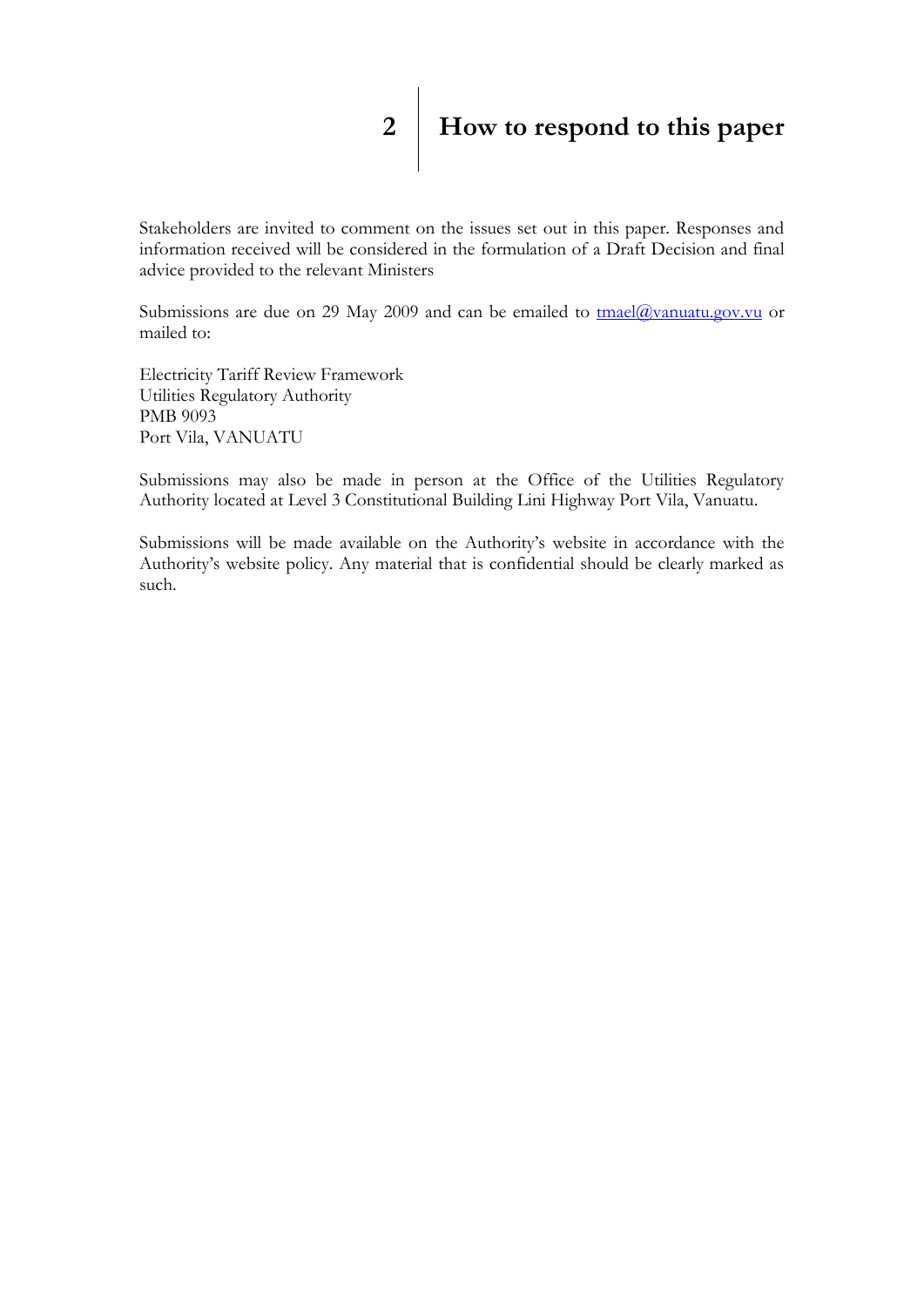# 2 How to respond to this paper

Stakeholders are invited to comment on the issues set out in this paper. Responses and information received will be considered in the formulation of a Draft Decision and final advice provided to the relevant Ministers

Submissions are due on 29 May 2009 and can be emailed to tmael@vanuatu.gov.vu or mailed to:

Electricity Tariff Review Framework
Utilities Regulatory Authority
PMB 9093
Port Vila, VANUATU

Submissions may also be made in person at the Office of the Utilities Regulatory Authority located at Level 3 Constitutional Building Lini Highway Port Vila, Vanuatu.

Submissions will be made available on the Authority's website in accordance with the Authority's website policy. Any material that is confidential should be clearly marked as such.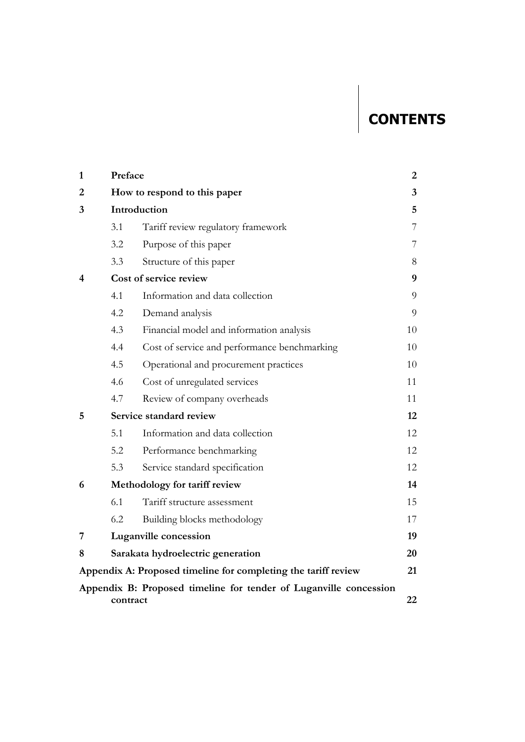# CONTENTS

| | | |
|---|---|---|
| **1** | **Preface** | **2** |
| **2** | **How to respond to this paper** | **3** |
| **3** | **Introduction** | **5** |
| | 3.1 Tariff review regulatory framework | 7 |
| | 3.2 Purpose of this paper | 7 |
| | 3.3 Structure of this paper | 8 |
| **4** | **Cost of service review** | **9** |
| | 4.1 Information and data collection | 9 |
| | 4.2 Demand analysis | 9 |
| | 4.3 Financial model and information analysis | 10 |
| | 4.4 Cost of service and performance benchmarking | 10 |
| | 4.5 Operational and procurement practices | 10 |
| | 4.6 Cost of unregulated services | 11 |
| | 4.7 Review of company overheads | 11 |
| **5** | **Service standard review** | **12** |
| | 5.1 Information and data collection | 12 |
| | 5.2 Performance benchmarking | 12 |
| | 5.3 Service standard specification | 12 |
| **6** | **Methodology for tariff review** | **14** |
| | 6.1 Tariff structure assessment | 15 |
| | 6.2 Building blocks methodology | 17 |
| **7** | **Luganville concession** | **19** |
| **8** | **Sarakata hydroelectric generation** | **20** |
| | **Appendix A: Proposed timeline for completing the tariff review** | **21** |
| | **Appendix B: Proposed timeline for tender of Luganville concession contract** | **22** |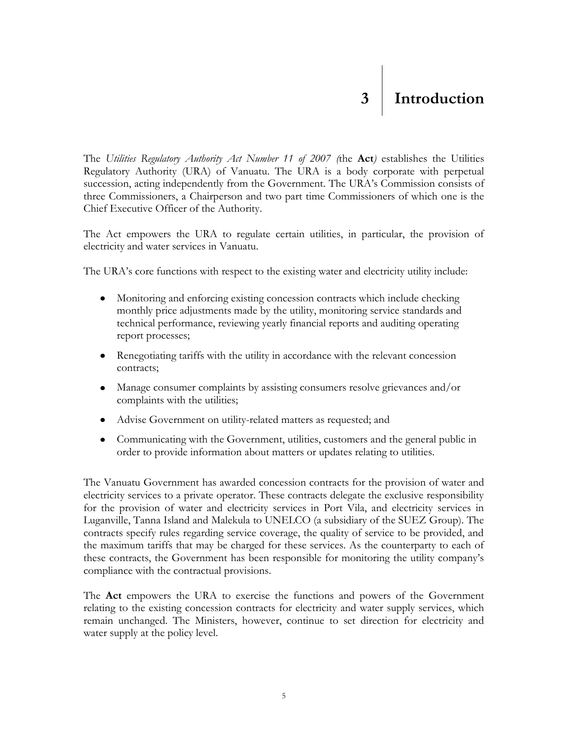# 3 Introduction

The *Utilities Regulatory Authority Act Number 11 of 2007 (*the **Act***)* establishes the Utilities Regulatory Authority (URA) of Vanuatu. The URA is a body corporate with perpetual succession, acting independently from the Government. The URA's Commission consists of three Commissioners, a Chairperson and two part time Commissioners of which one is the Chief Executive Officer of the Authority.

The Act empowers the URA to regulate certain utilities, in particular, the provision of electricity and water services in Vanuatu.

The URA's core functions with respect to the existing water and electricity utility include:

- Monitoring and enforcing existing concession contracts which include checking monthly price adjustments made by the utility, monitoring service standards and technical performance, reviewing yearly financial reports and auditing operating report processes;
- Renegotiating tariffs with the utility in accordance with the relevant concession contracts;
- Manage consumer complaints by assisting consumers resolve grievances and/or complaints with the utilities;
- Advise Government on utility-related matters as requested; and
- Communicating with the Government, utilities, customers and the general public in order to provide information about matters or updates relating to utilities.

The Vanuatu Government has awarded concession contracts for the provision of water and electricity services to a private operator. These contracts delegate the exclusive responsibility for the provision of water and electricity services in Port Vila, and electricity services in Luganville, Tanna Island and Malekula to UNELCO (a subsidiary of the SUEZ Group). The contracts specify rules regarding service coverage, the quality of service to be provided, and the maximum tariffs that may be charged for these services. As the counterparty to each of these contracts, the Government has been responsible for monitoring the utility company's compliance with the contractual provisions.

The **Act** empowers the URA to exercise the functions and powers of the Government relating to the existing concession contracts for electricity and water supply services, which remain unchanged. The Ministers, however, continue to set direction for electricity and water supply at the policy level.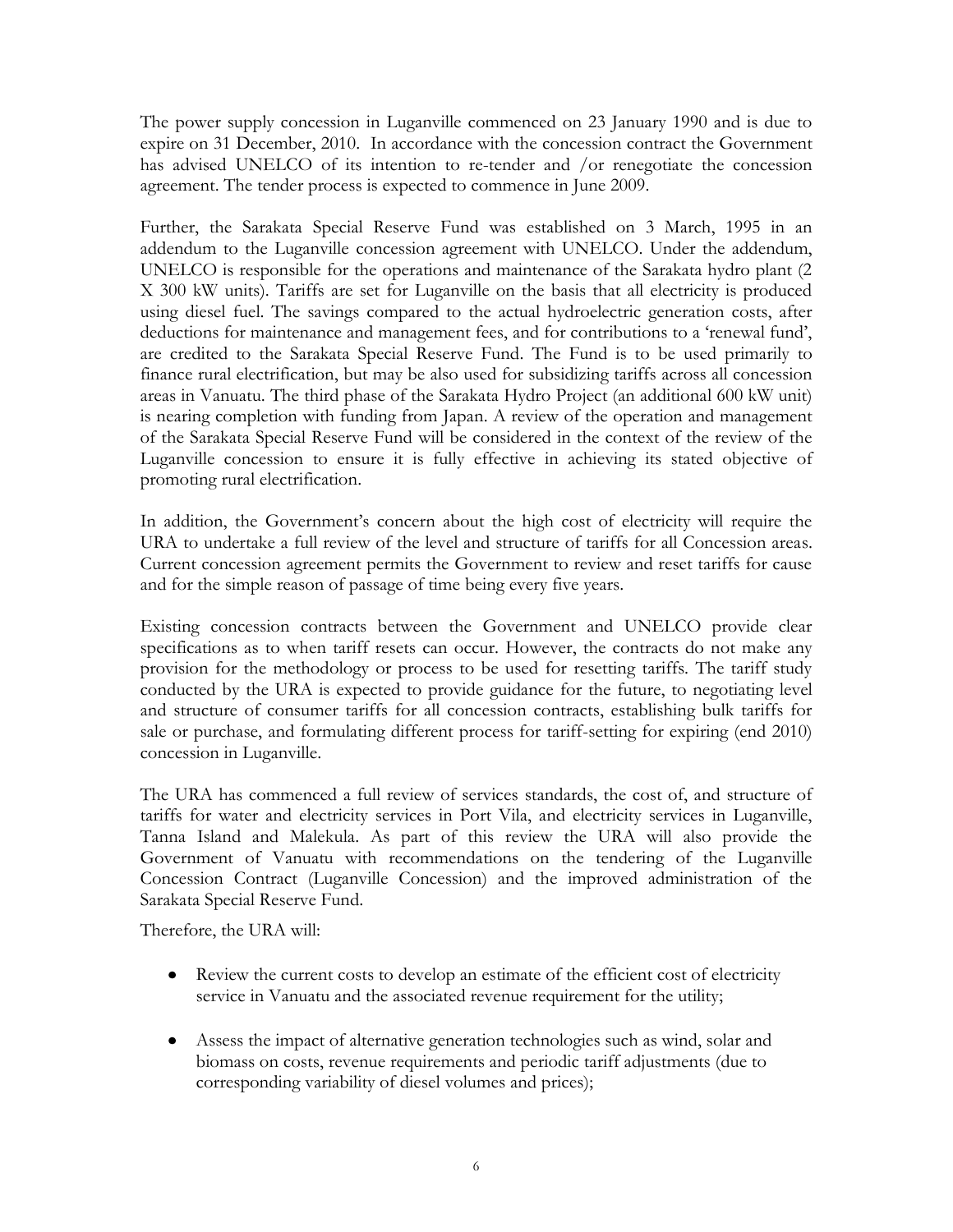The power supply concession in Luganville commenced on 23 January 1990 and is due to expire on 31 December, 2010. In accordance with the concession contract the Government has advised UNELCO of its intention to re-tender and /or renegotiate the concession agreement. The tender process is expected to commence in June 2009.

Further, the Sarakata Special Reserve Fund was established on 3 March, 1995 in an addendum to the Luganville concession agreement with UNELCO. Under the addendum, UNELCO is responsible for the operations and maintenance of the Sarakata hydro plant (2 X 300 kW units). Tariffs are set for Luganville on the basis that all electricity is produced using diesel fuel. The savings compared to the actual hydroelectric generation costs, after deductions for maintenance and management fees, and for contributions to a 'renewal fund', are credited to the Sarakata Special Reserve Fund. The Fund is to be used primarily to finance rural electrification, but may be also used for subsidizing tariffs across all concession areas in Vanuatu. The third phase of the Sarakata Hydro Project (an additional 600 kW unit) is nearing completion with funding from Japan. A review of the operation and management of the Sarakata Special Reserve Fund will be considered in the context of the review of the Luganville concession to ensure it is fully effective in achieving its stated objective of promoting rural electrification.

In addition, the Government's concern about the high cost of electricity will require the URA to undertake a full review of the level and structure of tariffs for all Concession areas. Current concession agreement permits the Government to review and reset tariffs for cause and for the simple reason of passage of time being every five years.

Existing concession contracts between the Government and UNELCO provide clear specifications as to when tariff resets can occur. However, the contracts do not make any provision for the methodology or process to be used for resetting tariffs. The tariff study conducted by the URA is expected to provide guidance for the future, to negotiating level and structure of consumer tariffs for all concession contracts, establishing bulk tariffs for sale or purchase, and formulating different process for tariff-setting for expiring (end 2010) concession in Luganville.

The URA has commenced a full review of services standards, the cost of, and structure of tariffs for water and electricity services in Port Vila, and electricity services in Luganville, Tanna Island and Malekula. As part of this review the URA will also provide the Government of Vanuatu with recommendations on the tendering of the Luganville Concession Contract (Luganville Concession) and the improved administration of the Sarakata Special Reserve Fund.

Therefore, the URA will:

- Review the current costs to develop an estimate of the efficient cost of electricity service in Vanuatu and the associated revenue requirement for the utility;
- Assess the impact of alternative generation technologies such as wind, solar and biomass on costs, revenue requirements and periodic tariff adjustments (due to corresponding variability of diesel volumes and prices);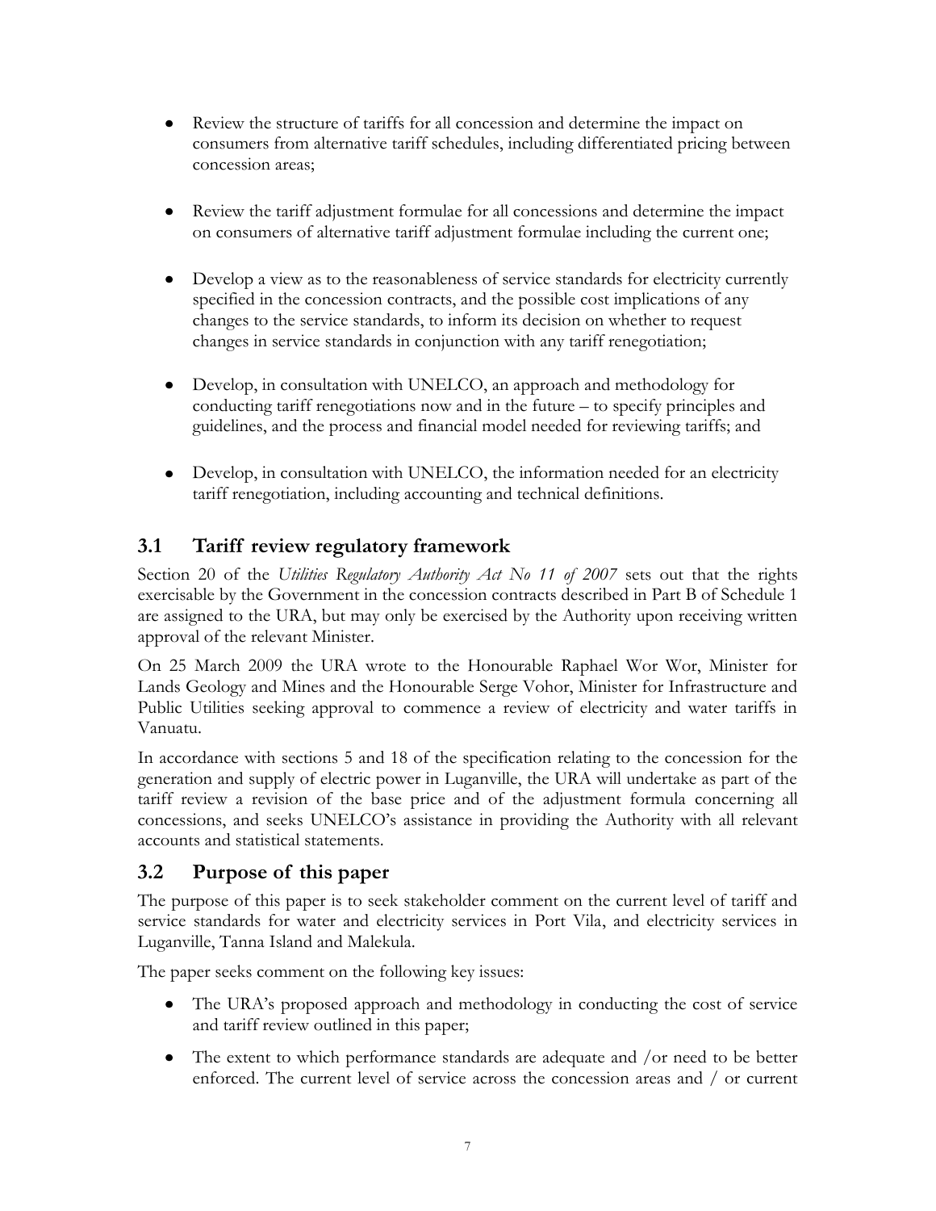- Review the structure of tariffs for all concession and determine the impact on consumers from alternative tariff schedules, including differentiated pricing between concession areas;

- Review the tariff adjustment formulae for all concessions and determine the impact on consumers of alternative tariff adjustment formulae including the current one;

- Develop a view as to the reasonableness of service standards for electricity currently specified in the concession contracts, and the possible cost implications of any changes to the service standards, to inform its decision on whether to request changes in service standards in conjunction with any tariff renegotiation;

- Develop, in consultation with UNELCO, an approach and methodology for conducting tariff renegotiations now and in the future – to specify principles and guidelines, and the process and financial model needed for reviewing tariffs; and

- Develop, in consultation with UNELCO, the information needed for an electricity tariff renegotiation, including accounting and technical definitions.

## 3.1 Tariff review regulatory framework

Section 20 of the *Utilities Regulatory Authority Act No 11 of 2007* sets out that the rights exercisable by the Government in the concession contracts described in Part B of Schedule 1 are assigned to the URA, but may only be exercised by the Authority upon receiving written approval of the relevant Minister.

On 25 March 2009 the URA wrote to the Honourable Raphael Wor Wor, Minister for Lands Geology and Mines and the Honourable Serge Vohor, Minister for Infrastructure and Public Utilities seeking approval to commence a review of electricity and water tariffs in Vanuatu.

In accordance with sections 5 and 18 of the specification relating to the concession for the generation and supply of electric power in Luganville, the URA will undertake as part of the tariff review a revision of the base price and of the adjustment formula concerning all concessions, and seeks UNELCO's assistance in providing the Authority with all relevant accounts and statistical statements.

## 3.2 Purpose of this paper

The purpose of this paper is to seek stakeholder comment on the current level of tariff and service standards for water and electricity services in Port Vila, and electricity services in Luganville, Tanna Island and Malekula.

The paper seeks comment on the following key issues:

- The URA's proposed approach and methodology in conducting the cost of service and tariff review outlined in this paper;
- The extent to which performance standards are adequate and /or need to be better enforced. The current level of service across the concession areas and / or current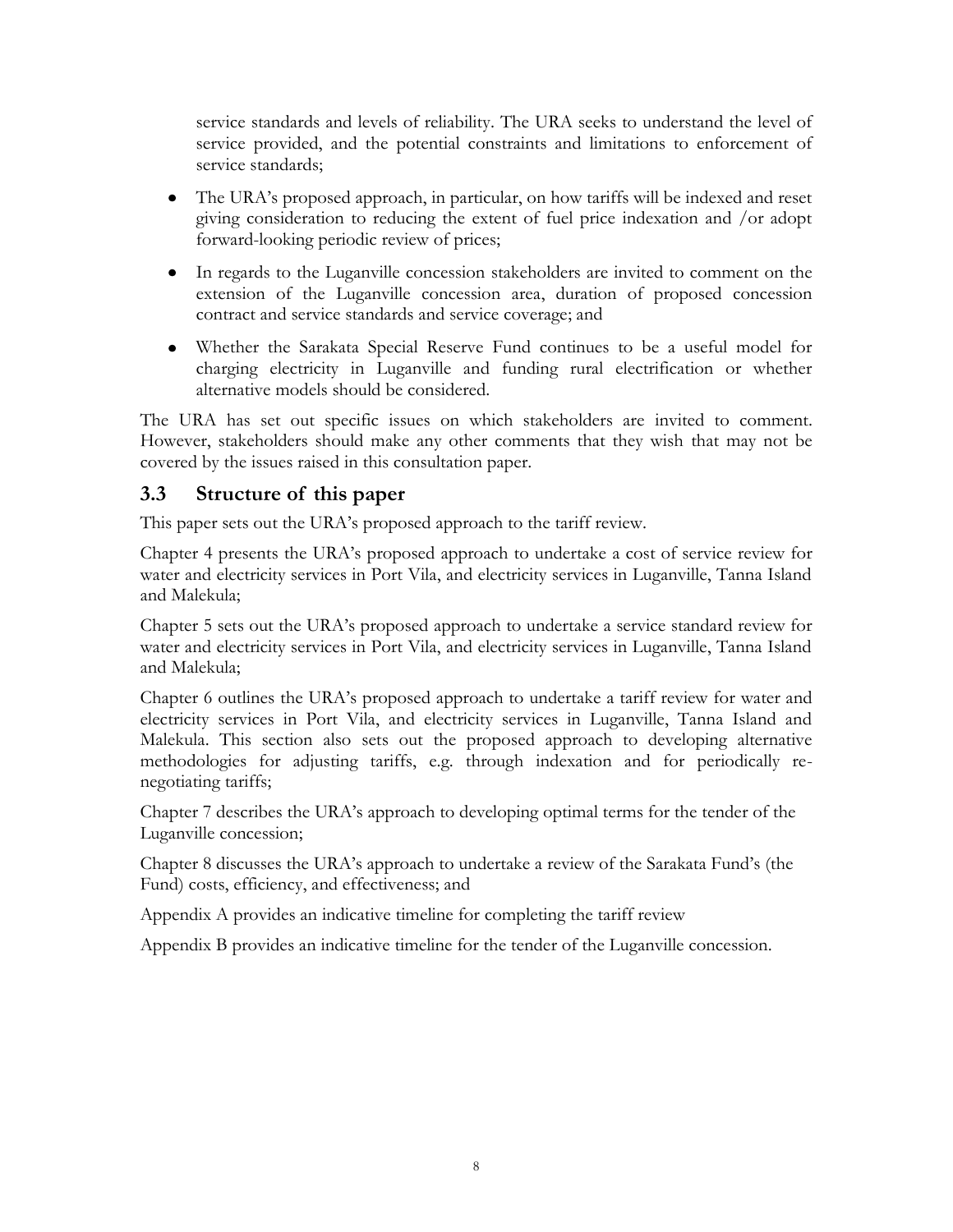service standards and levels of reliability. The URA seeks to understand the level of service provided, and the potential constraints and limitations to enforcement of service standards;

- The URA's proposed approach, in particular, on how tariffs will be indexed and reset giving consideration to reducing the extent of fuel price indexation and /or adopt forward-looking periodic review of prices;
- In regards to the Luganville concession stakeholders are invited to comment on the extension of the Luganville concession area, duration of proposed concession contract and service standards and service coverage; and
- Whether the Sarakata Special Reserve Fund continues to be a useful model for charging electricity in Luganville and funding rural electrification or whether alternative models should be considered.

The URA has set out specific issues on which stakeholders are invited to comment. However, stakeholders should make any other comments that they wish that may not be covered by the issues raised in this consultation paper.

## 3.3 Structure of this paper

This paper sets out the URA's proposed approach to the tariff review.

Chapter 4 presents the URA's proposed approach to undertake a cost of service review for water and electricity services in Port Vila, and electricity services in Luganville, Tanna Island and Malekula;

Chapter 5 sets out the URA's proposed approach to undertake a service standard review for water and electricity services in Port Vila, and electricity services in Luganville, Tanna Island and Malekula;

Chapter 6 outlines the URA's proposed approach to undertake a tariff review for water and electricity services in Port Vila, and electricity services in Luganville, Tanna Island and Malekula. This section also sets out the proposed approach to developing alternative methodologies for adjusting tariffs, e.g. through indexation and for periodically re-negotiating tariffs;

Chapter 7 describes the URA's approach to developing optimal terms for the tender of the Luganville concession;

Chapter 8 discusses the URA's approach to undertake a review of the Sarakata Fund's (the Fund) costs, efficiency, and effectiveness; and

Appendix A provides an indicative timeline for completing the tariff review

Appendix B provides an indicative timeline for the tender of the Luganville concession.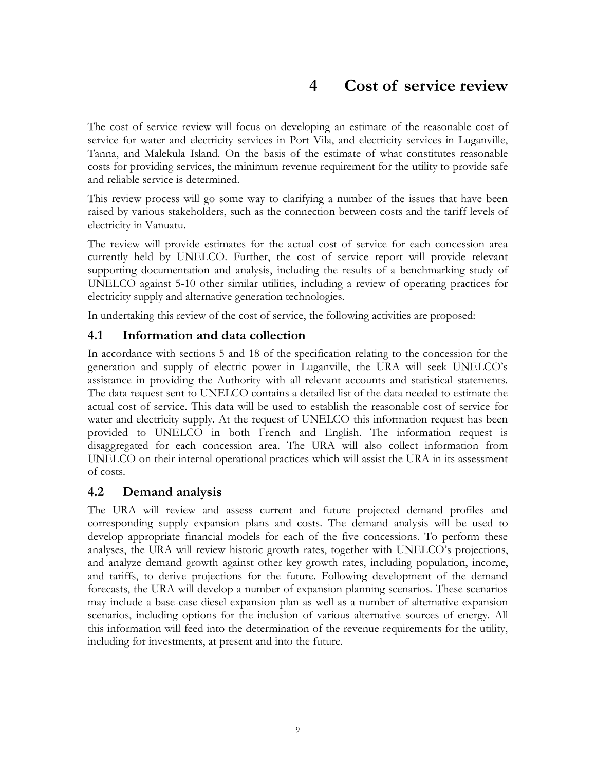# 4 Cost of service review

The cost of service review will focus on developing an estimate of the reasonable cost of service for water and electricity services in Port Vila, and electricity services in Luganville, Tanna, and Malekula Island. On the basis of the estimate of what constitutes reasonable costs for providing services, the minimum revenue requirement for the utility to provide safe and reliable service is determined.

This review process will go some way to clarifying a number of the issues that have been raised by various stakeholders, such as the connection between costs and the tariff levels of electricity in Vanuatu.

The review will provide estimates for the actual cost of service for each concession area currently held by UNELCO. Further, the cost of service report will provide relevant supporting documentation and analysis, including the results of a benchmarking study of UNELCO against 5-10 other similar utilities, including a review of operating practices for electricity supply and alternative generation technologies.

In undertaking this review of the cost of service, the following activities are proposed:

## 4.1 Information and data collection

In accordance with sections 5 and 18 of the specification relating to the concession for the generation and supply of electric power in Luganville, the URA will seek UNELCO's assistance in providing the Authority with all relevant accounts and statistical statements. The data request sent to UNELCO contains a detailed list of the data needed to estimate the actual cost of service. This data will be used to establish the reasonable cost of service for water and electricity supply. At the request of UNELCO this information request has been provided to UNELCO in both French and English. The information request is disaggregated for each concession area. The URA will also collect information from UNELCO on their internal operational practices which will assist the URA in its assessment of costs.

## 4.2 Demand analysis

The URA will review and assess current and future projected demand profiles and corresponding supply expansion plans and costs. The demand analysis will be used to develop appropriate financial models for each of the five concessions. To perform these analyses, the URA will review historic growth rates, together with UNELCO's projections, and analyze demand growth against other key growth rates, including population, income, and tariffs, to derive projections for the future. Following development of the demand forecasts, the URA will develop a number of expansion planning scenarios. These scenarios may include a base-case diesel expansion plan as well as a number of alternative expansion scenarios, including options for the inclusion of various alternative sources of energy. All this information will feed into the determination of the revenue requirements for the utility, including for investments, at present and into the future.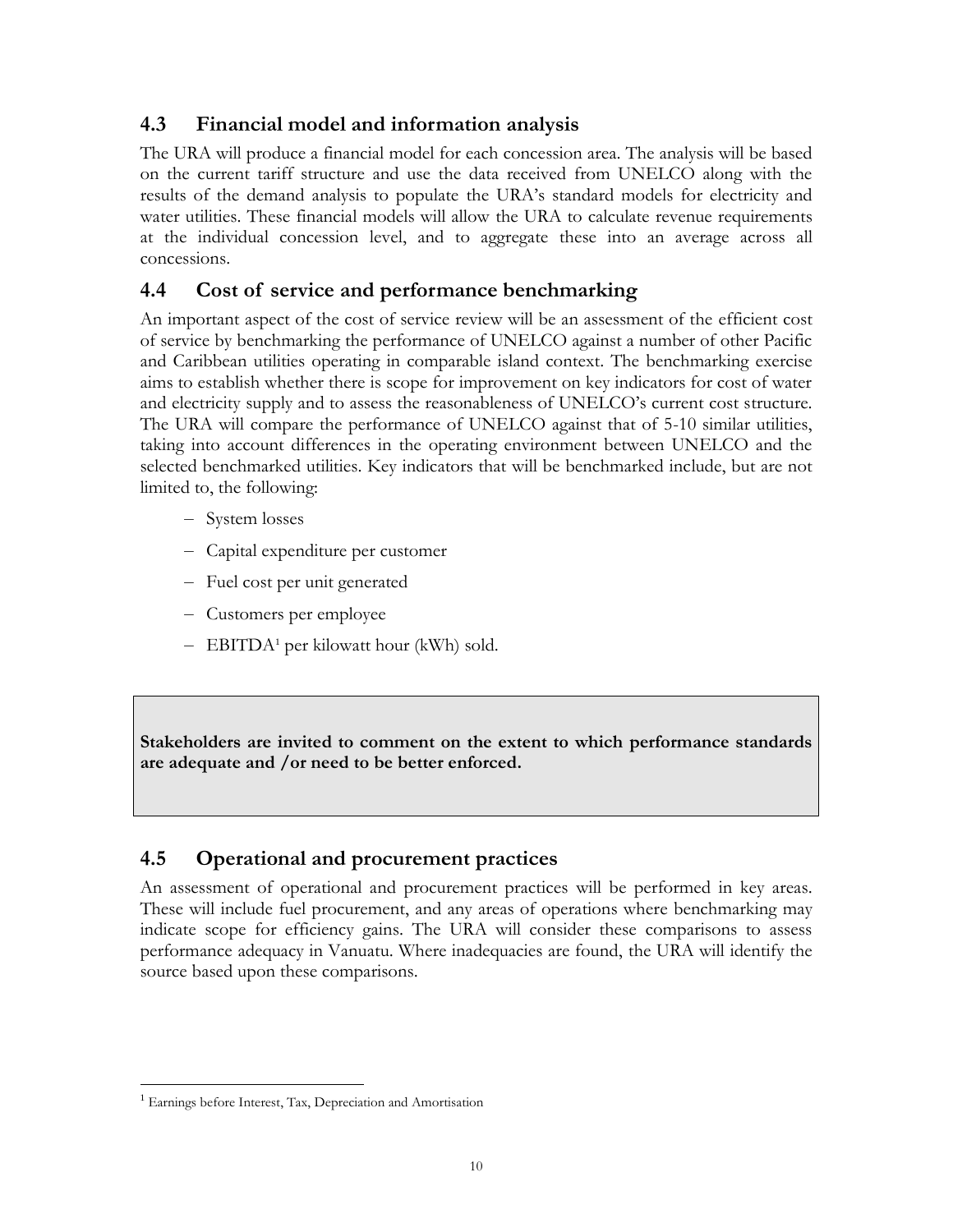## 4.3 Financial model and information analysis

The URA will produce a financial model for each concession area. The analysis will be based on the current tariff structure and use the data received from UNELCO along with the results of the demand analysis to populate the URA's standard models for electricity and water utilities. These financial models will allow the URA to calculate revenue requirements at the individual concession level, and to aggregate these into an average across all concessions.

## 4.4 Cost of service and performance benchmarking

An important aspect of the cost of service review will be an assessment of the efficient cost of service by benchmarking the performance of UNELCO against a number of other Pacific and Caribbean utilities operating in comparable island context. The benchmarking exercise aims to establish whether there is scope for improvement on key indicators for cost of water and electricity supply and to assess the reasonableness of UNELCO's current cost structure. The URA will compare the performance of UNELCO against that of 5-10 similar utilities, taking into account differences in the operating environment between UNELCO and the selected benchmarked utilities. Key indicators that will be benchmarked include, but are not limited to, the following:

- System losses
- Capital expenditure per customer
- Fuel cost per unit generated
- Customers per employee
- EBITDA[1] per kilowatt hour (kWh) sold.

**Stakeholders are invited to comment on the extent to which performance standards are adequate and /or need to be better enforced.**

## 4.5 Operational and procurement practices

An assessment of operational and procurement practices will be performed in key areas. These will include fuel procurement, and any areas of operations where benchmarking may indicate scope for efficiency gains. The URA will consider these comparisons to assess performance adequacy in Vanuatu. Where inadequacies are found, the URA will identify the source based upon these comparisons.

[1] Earnings before Interest, Tax, Depreciation and Amortisation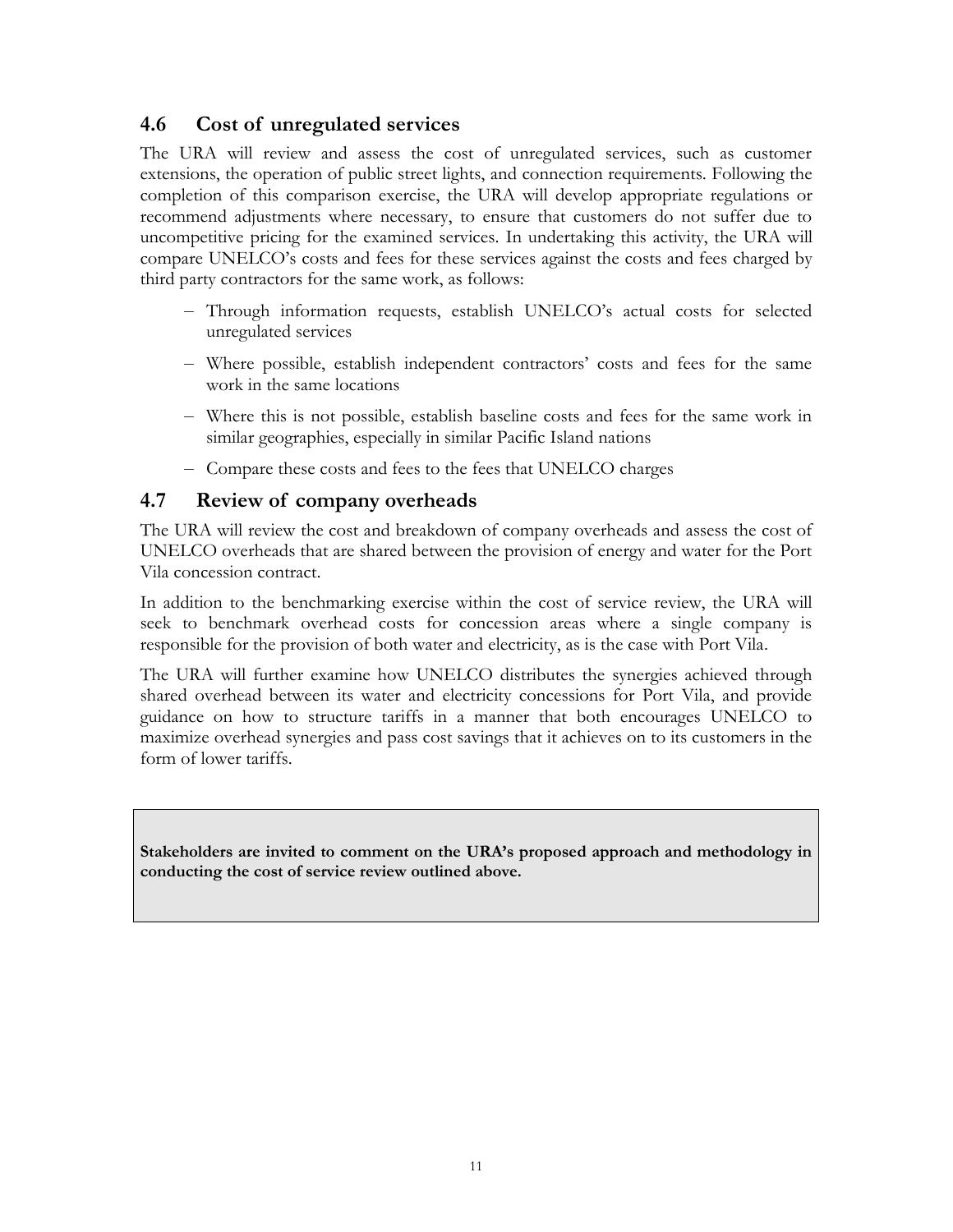## 4.6 Cost of unregulated services

The URA will review and assess the cost of unregulated services, such as customer extensions, the operation of public street lights, and connection requirements. Following the completion of this comparison exercise, the URA will develop appropriate regulations or recommend adjustments where necessary, to ensure that customers do not suffer due to uncompetitive pricing for the examined services. In undertaking this activity, the URA will compare UNELCO's costs and fees for these services against the costs and fees charged by third party contractors for the same work, as follows:

- Through information requests, establish UNELCO's actual costs for selected unregulated services
- Where possible, establish independent contractors' costs and fees for the same work in the same locations
- Where this is not possible, establish baseline costs and fees for the same work in similar geographies, especially in similar Pacific Island nations
- Compare these costs and fees to the fees that UNELCO charges

## 4.7 Review of company overheads

The URA will review the cost and breakdown of company overheads and assess the cost of UNELCO overheads that are shared between the provision of energy and water for the Port Vila concession contract.

In addition to the benchmarking exercise within the cost of service review, the URA will seek to benchmark overhead costs for concession areas where a single company is responsible for the provision of both water and electricity, as is the case with Port Vila.

The URA will further examine how UNELCO distributes the synergies achieved through shared overhead between its water and electricity concessions for Port Vila, and provide guidance on how to structure tariffs in a manner that both encourages UNELCO to maximize overhead synergies and pass cost savings that it achieves on to its customers in the form of lower tariffs.

**Stakeholders are invited to comment on the URA's proposed approach and methodology in conducting the cost of service review outlined above.**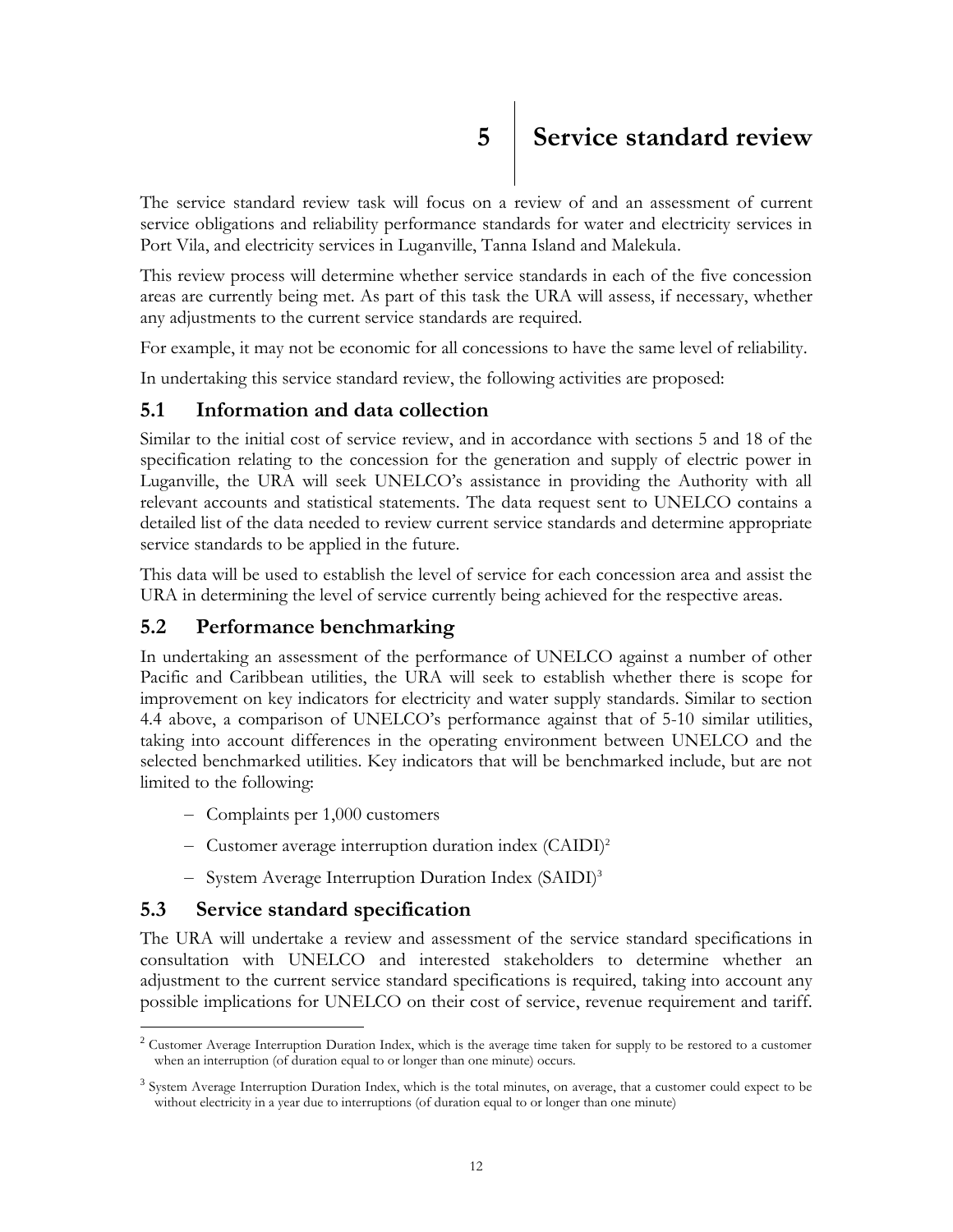# 5 Service standard review

The service standard review task will focus on a review of and an assessment of current service obligations and reliability performance standards for water and electricity services in Port Vila, and electricity services in Luganville, Tanna Island and Malekula.

This review process will determine whether service standards in each of the five concession areas are currently being met. As part of this task the URA will assess, if necessary, whether any adjustments to the current service standards are required.

For example, it may not be economic for all concessions to have the same level of reliability.

In undertaking this service standard review, the following activities are proposed:

## 5.1 Information and data collection

Similar to the initial cost of service review, and in accordance with sections 5 and 18 of the specification relating to the concession for the generation and supply of electric power in Luganville, the URA will seek UNELCO's assistance in providing the Authority with all relevant accounts and statistical statements. The data request sent to UNELCO contains a detailed list of the data needed to review current service standards and determine appropriate service standards to be applied in the future.

This data will be used to establish the level of service for each concession area and assist the URA in determining the level of service currently being achieved for the respective areas.

## 5.2 Performance benchmarking

In undertaking an assessment of the performance of UNELCO against a number of other Pacific and Caribbean utilities, the URA will seek to establish whether there is scope for improvement on key indicators for electricity and water supply standards. Similar to section 4.4 above, a comparison of UNELCO's performance against that of 5-10 similar utilities, taking into account differences in the operating environment between UNELCO and the selected benchmarked utilities. Key indicators that will be benchmarked include, but are not limited to the following:

- Complaints per 1,000 customers
- Customer average interruption duration index (CAIDI)[2]
- System Average Interruption Duration Index (SAIDI)[3]

## 5.3 Service standard specification

The URA will undertake a review and assessment of the service standard specifications in consultation with UNELCO and interested stakeholders to determine whether an adjustment to the current service standard specifications is required, taking into account any possible implications for UNELCO on their cost of service, revenue requirement and tariff.

[2] Customer Average Interruption Duration Index, which is the average time taken for supply to be restored to a customer when an interruption (of duration equal to or longer than one minute) occurs.

[3] System Average Interruption Duration Index, which is the total minutes, on average, that a customer could expect to be without electricity in a year due to interruptions (of duration equal to or longer than one minute)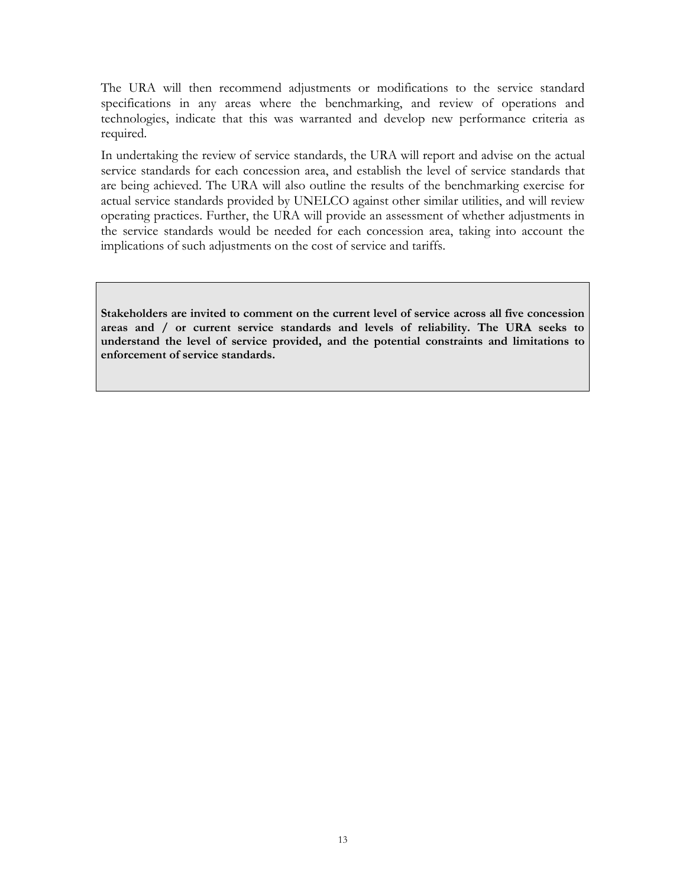The URA will then recommend adjustments or modifications to the service standard specifications in any areas where the benchmarking, and review of operations and technologies, indicate that this was warranted and develop new performance criteria as required.

In undertaking the review of service standards, the URA will report and advise on the actual service standards for each concession area, and establish the level of service standards that are being achieved. The URA will also outline the results of the benchmarking exercise for actual service standards provided by UNELCO against other similar utilities, and will review operating practices. Further, the URA will provide an assessment of whether adjustments in the service standards would be needed for each concession area, taking into account the implications of such adjustments on the cost of service and tariffs.

**Stakeholders are invited to comment on the current level of service across all five concession areas and / or current service standards and levels of reliability. The URA seeks to understand the level of service provided, and the potential constraints and limitations to enforcement of service standards.**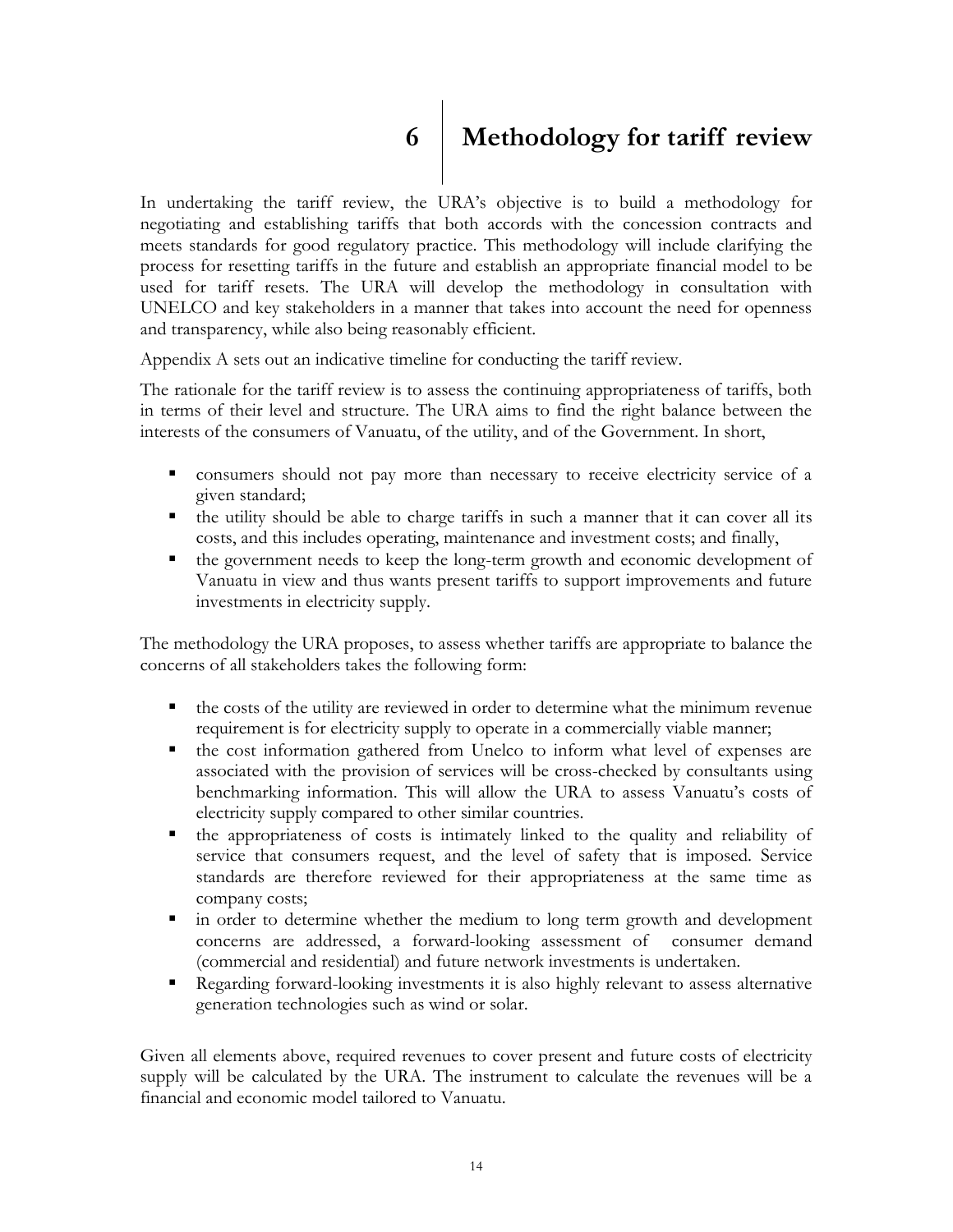# 6 Methodology for tariff review

In undertaking the tariff review, the URA's objective is to build a methodology for negotiating and establishing tariffs that both accords with the concession contracts and meets standards for good regulatory practice. This methodology will include clarifying the process for resetting tariffs in the future and establish an appropriate financial model to be used for tariff resets. The URA will develop the methodology in consultation with UNELCO and key stakeholders in a manner that takes into account the need for openness and transparency, while also being reasonably efficient.

Appendix A sets out an indicative timeline for conducting the tariff review.

The rationale for the tariff review is to assess the continuing appropriateness of tariffs, both in terms of their level and structure. The URA aims to find the right balance between the interests of the consumers of Vanuatu, of the utility, and of the Government. In short,

- consumers should not pay more than necessary to receive electricity service of a given standard;
- the utility should be able to charge tariffs in such a manner that it can cover all its costs, and this includes operating, maintenance and investment costs; and finally,
- the government needs to keep the long-term growth and economic development of Vanuatu in view and thus wants present tariffs to support improvements and future investments in electricity supply.

The methodology the URA proposes, to assess whether tariffs are appropriate to balance the concerns of all stakeholders takes the following form:

- the costs of the utility are reviewed in order to determine what the minimum revenue requirement is for electricity supply to operate in a commercially viable manner;
- the cost information gathered from Unelco to inform what level of expenses are associated with the provision of services will be cross-checked by consultants using benchmarking information. This will allow the URA to assess Vanuatu's costs of electricity supply compared to other similar countries.
- the appropriateness of costs is intimately linked to the quality and reliability of service that consumers request, and the level of safety that is imposed. Service standards are therefore reviewed for their appropriateness at the same time as company costs;
- in order to determine whether the medium to long term growth and development concerns are addressed, a forward-looking assessment of consumer demand (commercial and residential) and future network investments is undertaken.
- Regarding forward-looking investments it is also highly relevant to assess alternative generation technologies such as wind or solar.

Given all elements above, required revenues to cover present and future costs of electricity supply will be calculated by the URA. The instrument to calculate the revenues will be a financial and economic model tailored to Vanuatu.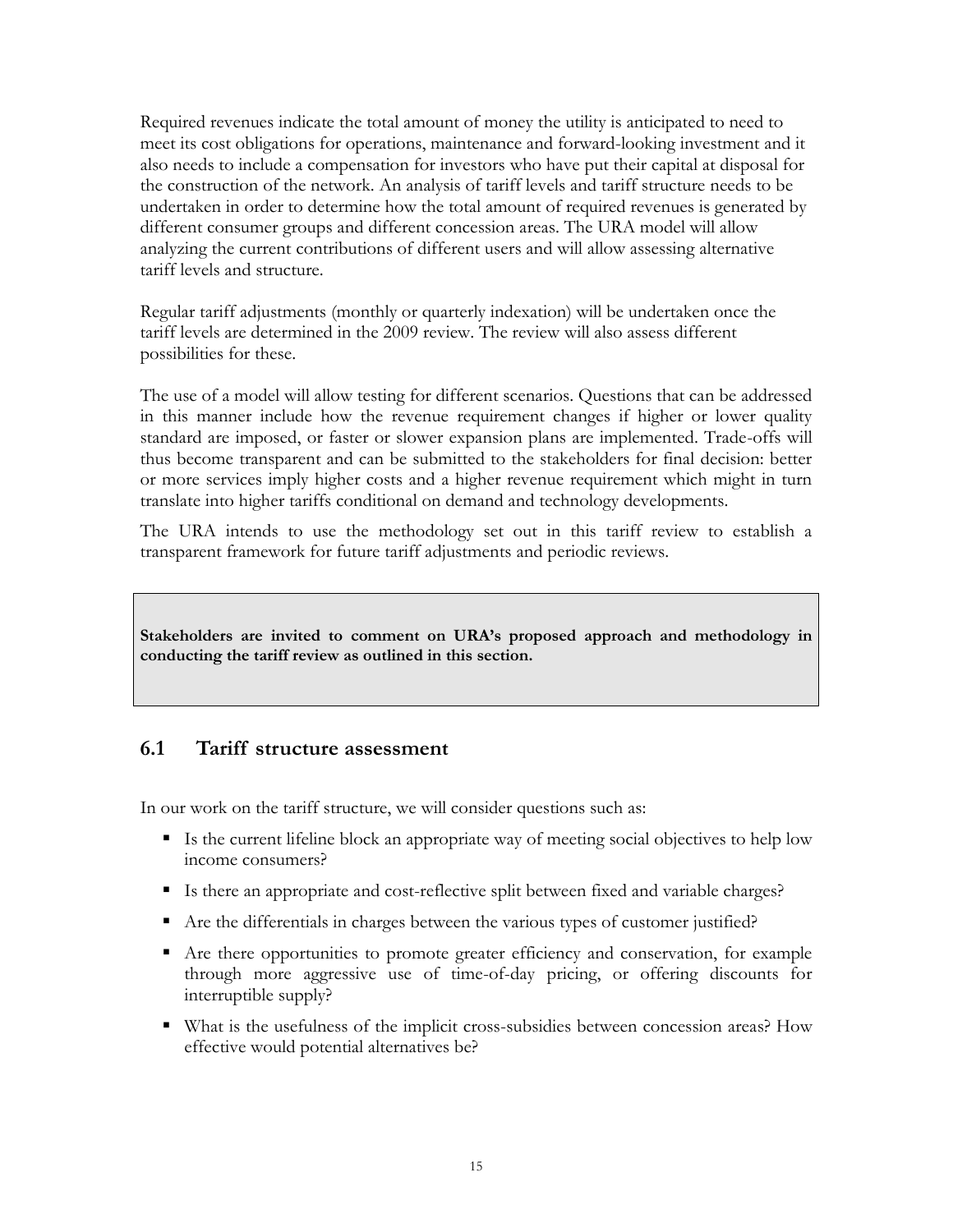Required revenues indicate the total amount of money the utility is anticipated to need to meet its cost obligations for operations, maintenance and forward-looking investment and it also needs to include a compensation for investors who have put their capital at disposal for the construction of the network. An analysis of tariff levels and tariff structure needs to be undertaken in order to determine how the total amount of required revenues is generated by different consumer groups and different concession areas. The URA model will allow analyzing the current contributions of different users and will allow assessing alternative tariff levels and structure.

Regular tariff adjustments (monthly or quarterly indexation) will be undertaken once the tariff levels are determined in the 2009 review. The review will also assess different possibilities for these.

The use of a model will allow testing for different scenarios. Questions that can be addressed in this manner include how the revenue requirement changes if higher or lower quality standard are imposed, or faster or slower expansion plans are implemented. Trade-offs will thus become transparent and can be submitted to the stakeholders for final decision: better or more services imply higher costs and a higher revenue requirement which might in turn translate into higher tariffs conditional on demand and technology developments.

The URA intends to use the methodology set out in this tariff review to establish a transparent framework for future tariff adjustments and periodic reviews.

**Stakeholders are invited to comment on URA's proposed approach and methodology in conducting the tariff review as outlined in this section.**

## 6.1 Tariff structure assessment

In our work on the tariff structure, we will consider questions such as:

- Is the current lifeline block an appropriate way of meeting social objectives to help low income consumers?
- Is there an appropriate and cost-reflective split between fixed and variable charges?
- Are the differentials in charges between the various types of customer justified?
- Are there opportunities to promote greater efficiency and conservation, for example through more aggressive use of time-of-day pricing, or offering discounts for interruptible supply?
- What is the usefulness of the implicit cross-subsidies between concession areas? How effective would potential alternatives be?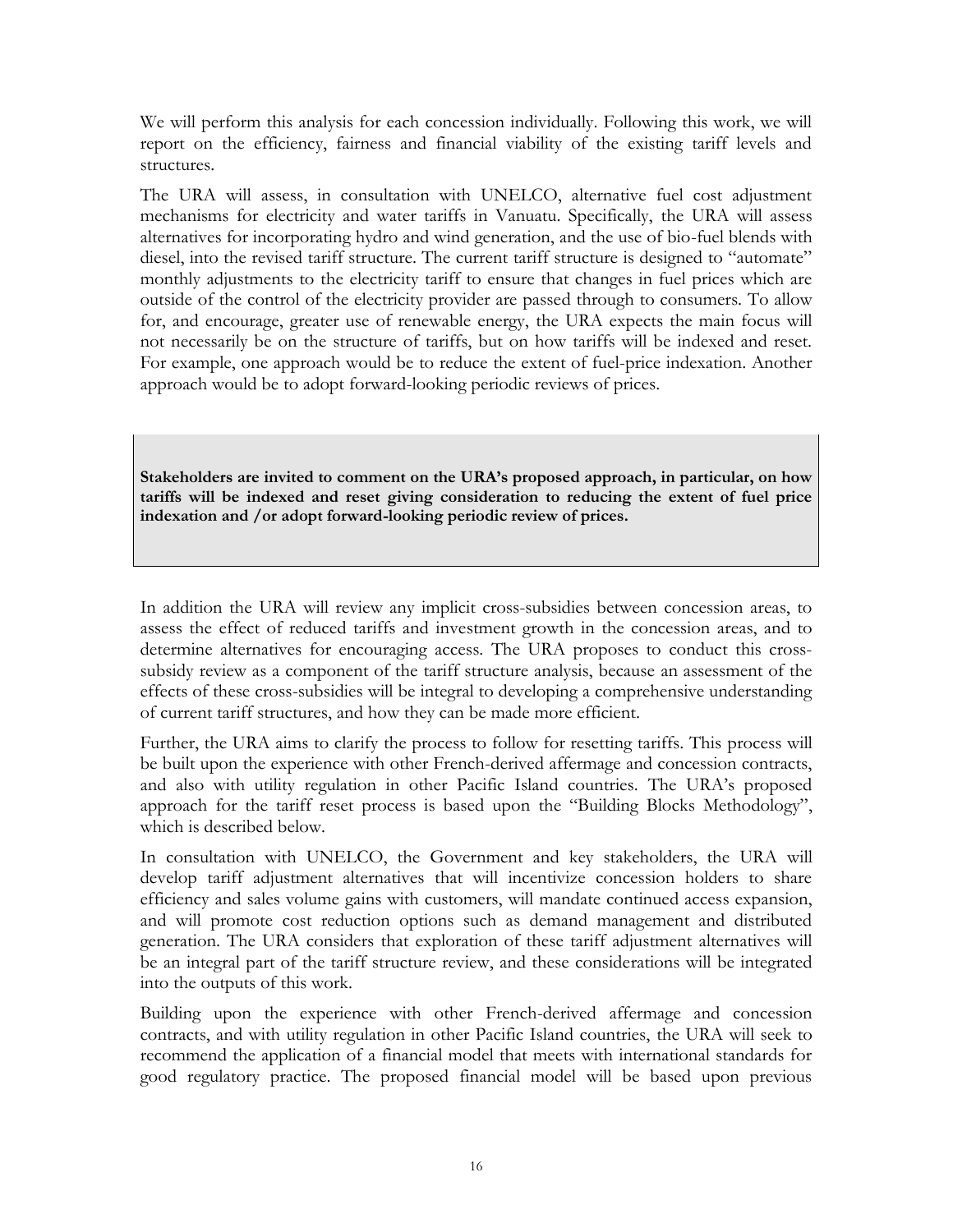We will perform this analysis for each concession individually. Following this work, we will report on the efficiency, fairness and financial viability of the existing tariff levels and structures.

The URA will assess, in consultation with UNELCO, alternative fuel cost adjustment mechanisms for electricity and water tariffs in Vanuatu. Specifically, the URA will assess alternatives for incorporating hydro and wind generation, and the use of bio-fuel blends with diesel, into the revised tariff structure. The current tariff structure is designed to "automate" monthly adjustments to the electricity tariff to ensure that changes in fuel prices which are outside of the control of the electricity provider are passed through to consumers. To allow for, and encourage, greater use of renewable energy, the URA expects the main focus will not necessarily be on the structure of tariffs, but on how tariffs will be indexed and reset. For example, one approach would be to reduce the extent of fuel-price indexation. Another approach would be to adopt forward-looking periodic reviews of prices.

> **Stakeholders are invited to comment on the URA's proposed approach, in particular, on how tariffs will be indexed and reset giving consideration to reducing the extent of fuel price indexation and /or adopt forward-looking periodic review of prices.**

In addition the URA will review any implicit cross-subsidies between concession areas, to assess the effect of reduced tariffs and investment growth in the concession areas, and to determine alternatives for encouraging access. The URA proposes to conduct this cross-subsidy review as a component of the tariff structure analysis, because an assessment of the effects of these cross-subsidies will be integral to developing a comprehensive understanding of current tariff structures, and how they can be made more efficient.

Further, the URA aims to clarify the process to follow for resetting tariffs. This process will be built upon the experience with other French-derived affermage and concession contracts, and also with utility regulation in other Pacific Island countries. The URA's proposed approach for the tariff reset process is based upon the "Building Blocks Methodology", which is described below.

In consultation with UNELCO, the Government and key stakeholders, the URA will develop tariff adjustment alternatives that will incentivize concession holders to share efficiency and sales volume gains with customers, will mandate continued access expansion, and will promote cost reduction options such as demand management and distributed generation. The URA considers that exploration of these tariff adjustment alternatives will be an integral part of the tariff structure review, and these considerations will be integrated into the outputs of this work.

Building upon the experience with other French-derived affermage and concession contracts, and with utility regulation in other Pacific Island countries, the URA will seek to recommend the application of a financial model that meets with international standards for good regulatory practice. The proposed financial model will be based upon previous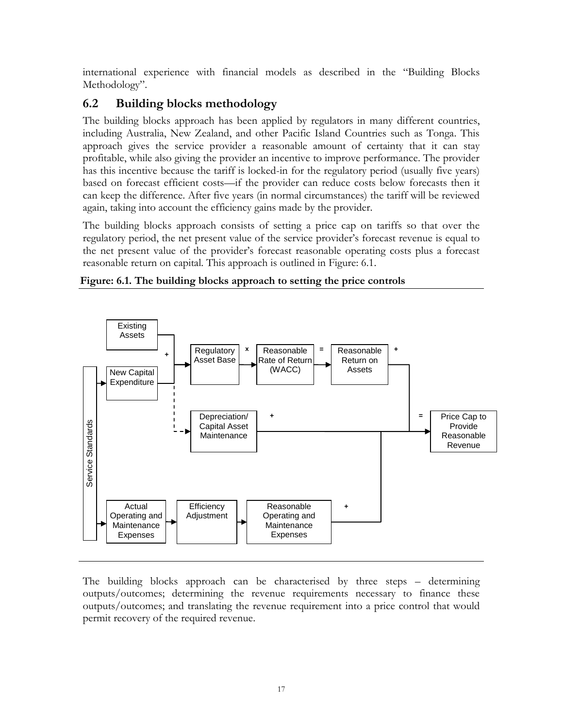international experience with financial models as described in the "Building Blocks Methodology".

## 6.2 Building blocks methodology

The building blocks approach has been applied by regulators in many different countries, including Australia, New Zealand, and other Pacific Island Countries such as Tonga. This approach gives the service provider a reasonable amount of certainty that it can stay profitable, while also giving the provider an incentive to improve performance. The provider has this incentive because the tariff is locked-in for the regulatory period (usually five years) based on forecast efficient costs—if the provider can reduce costs below forecasts then it can keep the difference. After five years (in normal circumstances) the tariff will be reviewed again, taking into account the efficiency gains made by the provider.

The building blocks approach consists of setting a price cap on tariffs so that over the regulatory period, the net present value of the service provider's forecast revenue is equal to the net present value of the provider's forecast reasonable operating costs plus a forecast reasonable return on capital. This approach is outlined in Figure: 6.1.

**Figure: 6.1. The building blocks approach to setting the price controls**

Existing Assets + New Capital Expenditure → Regulatory Asset Base × Reasonable Rate of Return (WACC) = Reasonable Return on Assets +

Depreciation/ Capital Asset Maintenance +

Actual Operating and Maintenance Expenses → Efficiency Adjustment → Reasonable Operating and Maintenance Expenses +

= Price Cap to Provide Reasonable Revenue

Service Standards

The building blocks approach can be characterised by three steps – determining outputs/outcomes; determining the revenue requirements necessary to finance these outputs/outcomes; and translating the revenue requirement into a price control that would permit recovery of the required revenue.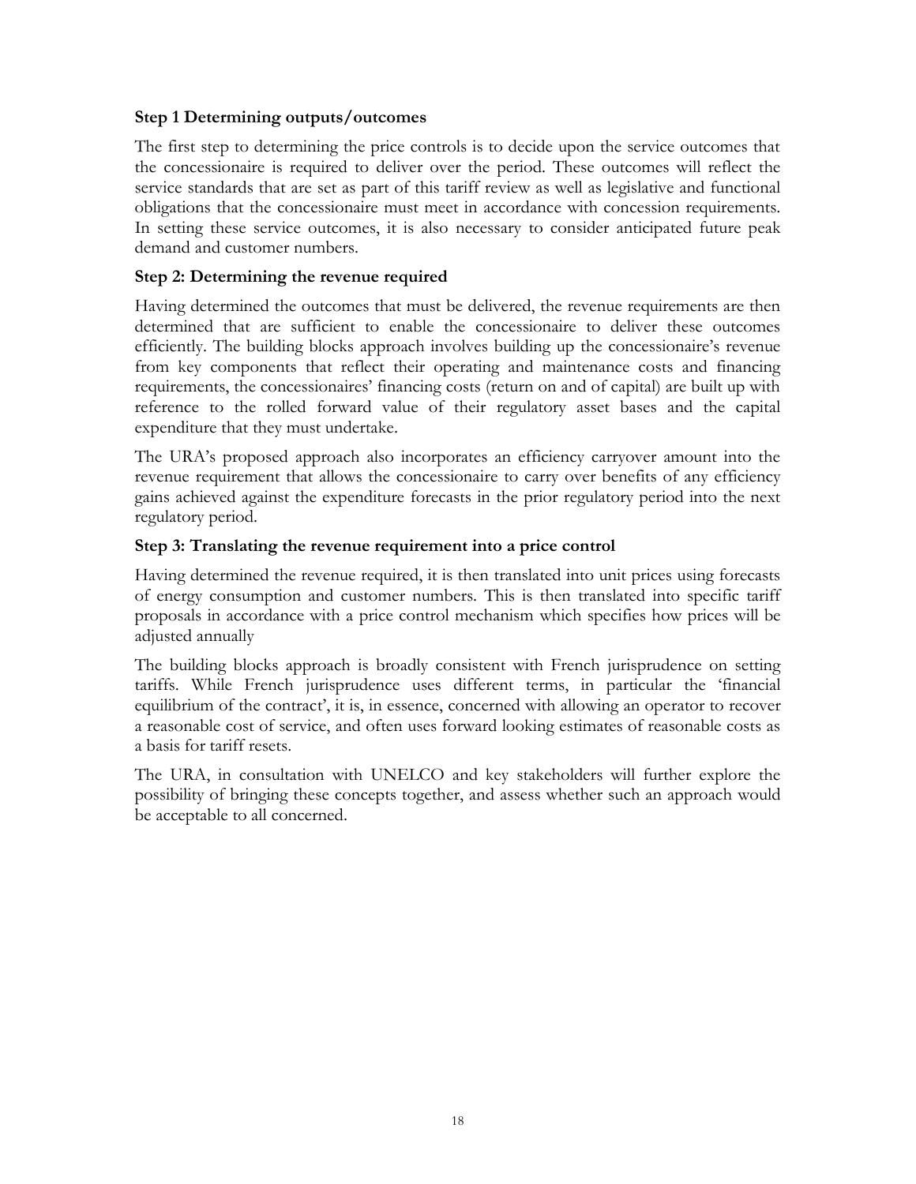**Step 1 Determining outputs/outcomes**

The first step to determining the price controls is to decide upon the service outcomes that the concessionaire is required to deliver over the period. These outcomes will reflect the service standards that are set as part of this tariff review as well as legislative and functional obligations that the concessionaire must meet in accordance with concession requirements. In setting these service outcomes, it is also necessary to consider anticipated future peak demand and customer numbers.

**Step 2: Determining the revenue required**

Having determined the outcomes that must be delivered, the revenue requirements are then determined that are sufficient to enable the concessionaire to deliver these outcomes efficiently. The building blocks approach involves building up the concessionaire's revenue from key components that reflect their operating and maintenance costs and financing requirements, the concessionaires' financing costs (return on and of capital) are built up with reference to the rolled forward value of their regulatory asset bases and the capital expenditure that they must undertake.

The URA's proposed approach also incorporates an efficiency carryover amount into the revenue requirement that allows the concessionaire to carry over benefits of any efficiency gains achieved against the expenditure forecasts in the prior regulatory period into the next regulatory period.

**Step 3: Translating the revenue requirement into a price control**

Having determined the revenue required, it is then translated into unit prices using forecasts of energy consumption and customer numbers. This is then translated into specific tariff proposals in accordance with a price control mechanism which specifies how prices will be adjusted annually

The building blocks approach is broadly consistent with French jurisprudence on setting tariffs. While French jurisprudence uses different terms, in particular the 'financial equilibrium of the contract', it is, in essence, concerned with allowing an operator to recover a reasonable cost of service, and often uses forward looking estimates of reasonable costs as a basis for tariff resets.

The URA, in consultation with UNELCO and key stakeholders will further explore the possibility of bringing these concepts together, and assess whether such an approach would be acceptable to all concerned.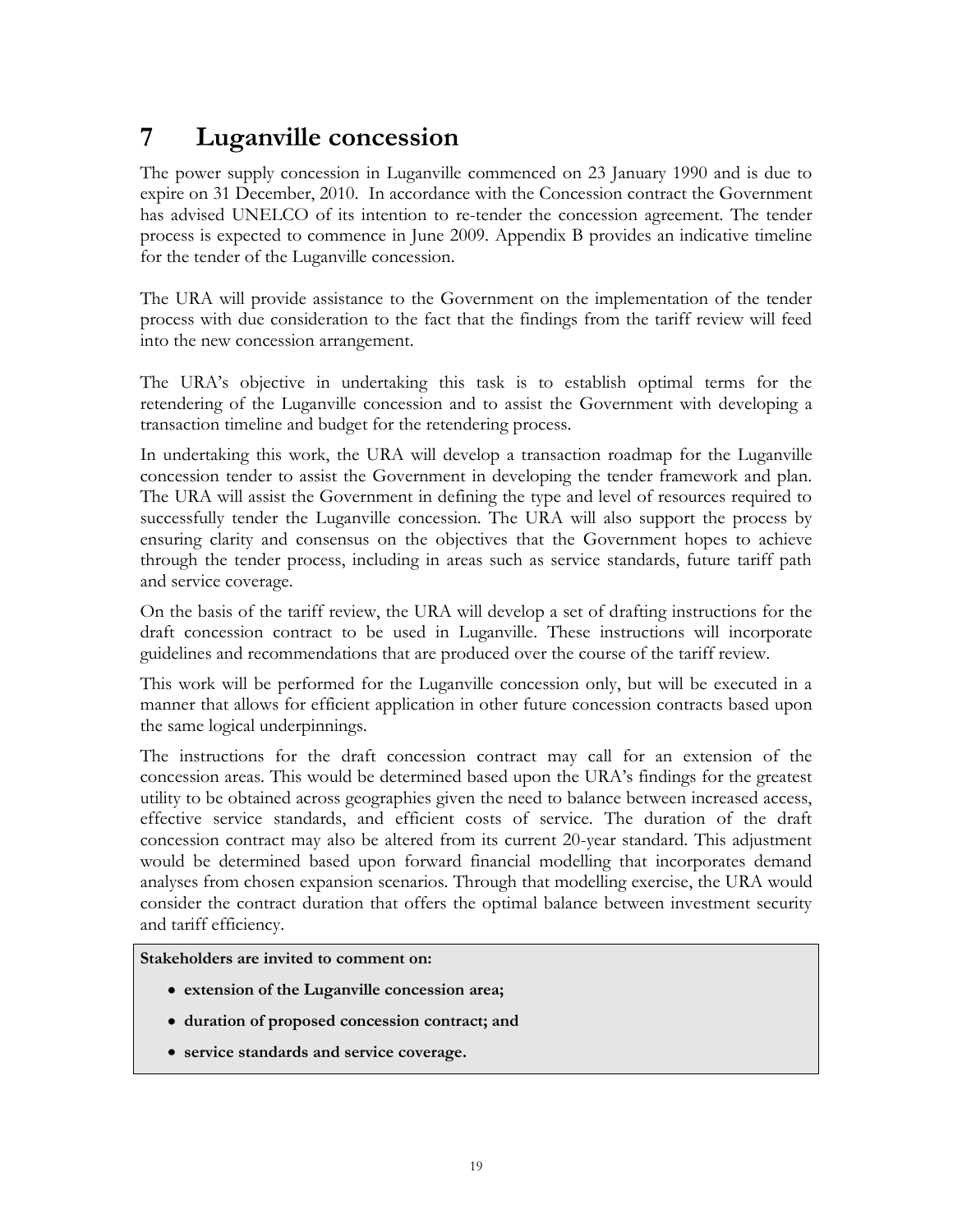# 7 Luganville concession

The power supply concession in Luganville commenced on 23 January 1990 and is due to expire on 31 December, 2010. In accordance with the Concession contract the Government has advised UNELCO of its intention to re-tender the concession agreement. The tender process is expected to commence in June 2009. Appendix B provides an indicative timeline for the tender of the Luganville concession.

The URA will provide assistance to the Government on the implementation of the tender process with due consideration to the fact that the findings from the tariff review will feed into the new concession arrangement.

The URA's objective in undertaking this task is to establish optimal terms for the retendering of the Luganville concession and to assist the Government with developing a transaction timeline and budget for the retendering process.

In undertaking this work, the URA will develop a transaction roadmap for the Luganville concession tender to assist the Government in developing the tender framework and plan. The URA will assist the Government in defining the type and level of resources required to successfully tender the Luganville concession. The URA will also support the process by ensuring clarity and consensus on the objectives that the Government hopes to achieve through the tender process, including in areas such as service standards, future tariff path and service coverage.

On the basis of the tariff review, the URA will develop a set of drafting instructions for the draft concession contract to be used in Luganville. These instructions will incorporate guidelines and recommendations that are produced over the course of the tariff review.

This work will be performed for the Luganville concession only, but will be executed in a manner that allows for efficient application in other future concession contracts based upon the same logical underpinnings.

The instructions for the draft concession contract may call for an extension of the concession areas. This would be determined based upon the URA's findings for the greatest utility to be obtained across geographies given the need to balance between increased access, effective service standards, and efficient costs of service. The duration of the draft concession contract may also be altered from its current 20-year standard. This adjustment would be determined based upon forward financial modelling that incorporates demand analyses from chosen expansion scenarios. Through that modelling exercise, the URA would consider the contract duration that offers the optimal balance between investment security and tariff efficiency.

**Stakeholders are invited to comment on:**

- **extension of the Luganville concession area;**
- **duration of proposed concession contract; and**
- **service standards and service coverage.**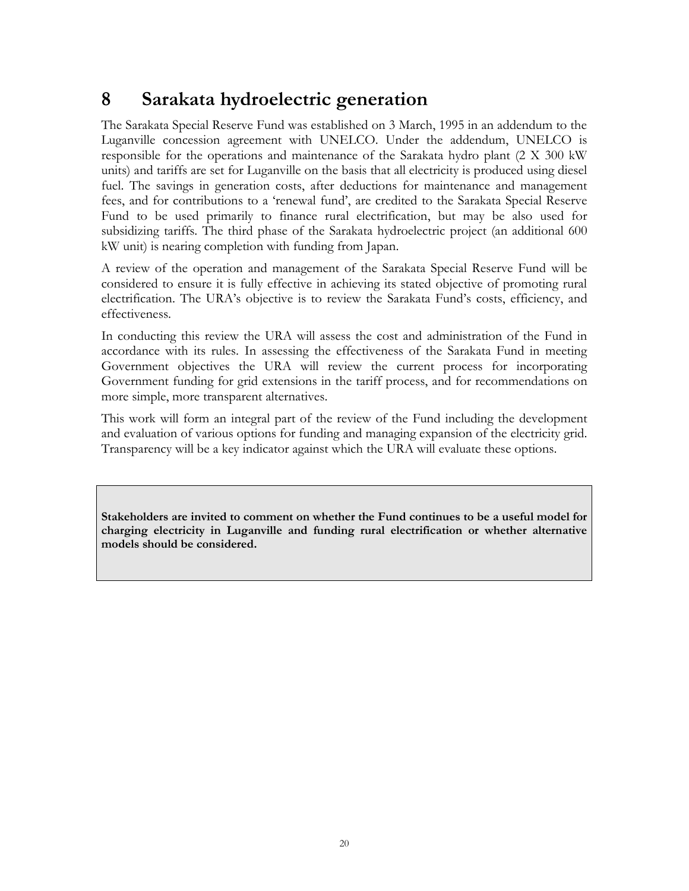# 8 Sarakata hydroelectric generation

The Sarakata Special Reserve Fund was established on 3 March, 1995 in an addendum to the Luganville concession agreement with UNELCO. Under the addendum, UNELCO is responsible for the operations and maintenance of the Sarakata hydro plant (2 X 300 kW units) and tariffs are set for Luganville on the basis that all electricity is produced using diesel fuel. The savings in generation costs, after deductions for maintenance and management fees, and for contributions to a 'renewal fund', are credited to the Sarakata Special Reserve Fund to be used primarily to finance rural electrification, but may be also used for subsidizing tariffs. The third phase of the Sarakata hydroelectric project (an additional 600 kW unit) is nearing completion with funding from Japan.

A review of the operation and management of the Sarakata Special Reserve Fund will be considered to ensure it is fully effective in achieving its stated objective of promoting rural electrification. The URA's objective is to review the Sarakata Fund's costs, efficiency, and effectiveness.

In conducting this review the URA will assess the cost and administration of the Fund in accordance with its rules. In assessing the effectiveness of the Sarakata Fund in meeting Government objectives the URA will review the current process for incorporating Government funding for grid extensions in the tariff process, and for recommendations on more simple, more transparent alternatives.

This work will form an integral part of the review of the Fund including the development and evaluation of various options for funding and managing expansion of the electricity grid. Transparency will be a key indicator against which the URA will evaluate these options.

**Stakeholders are invited to comment on whether the Fund continues to be a useful model for charging electricity in Luganville and funding rural electrification or whether alternative models should be considered.**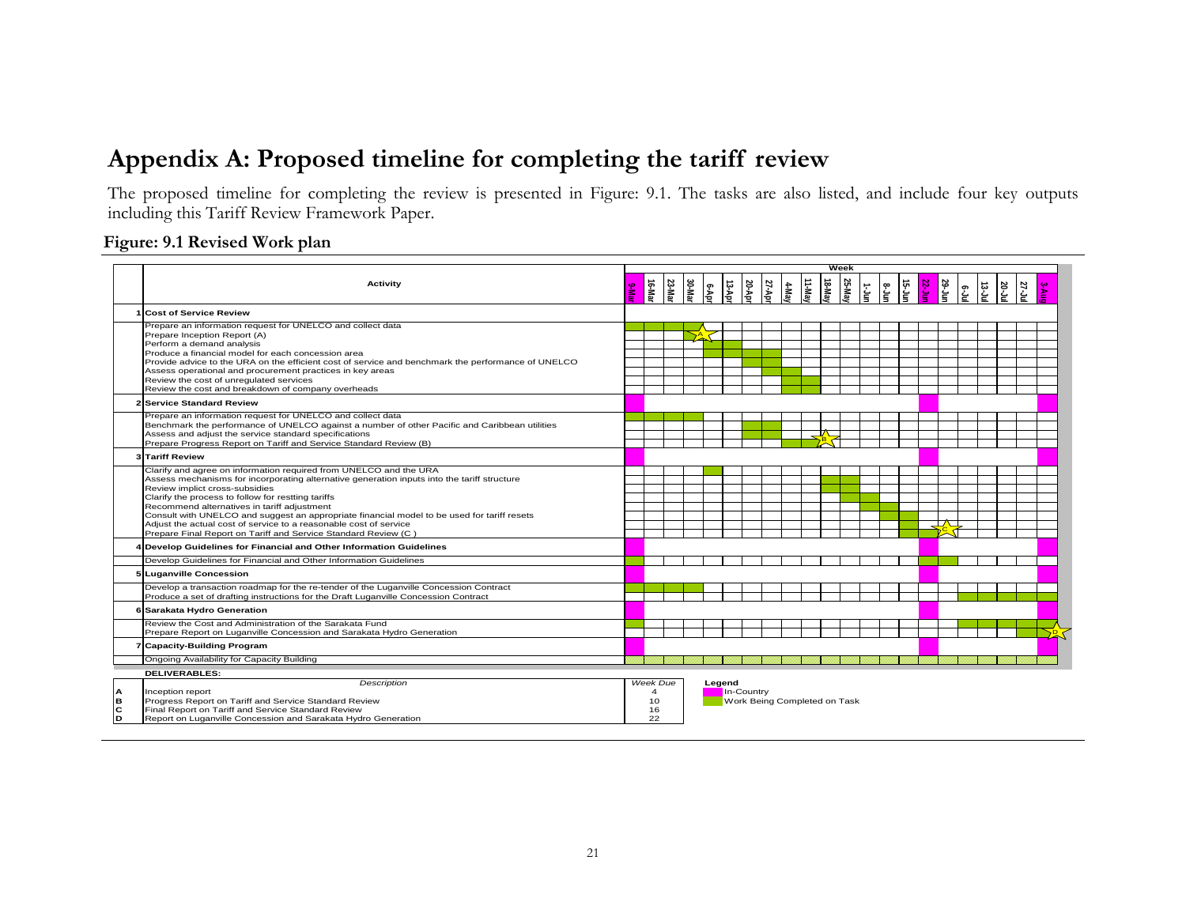# Appendix A: Proposed timeline for completing the tariff review

The proposed timeline for completing the review is presented in Figure: 9.1. The tasks are also listed, and include four key outputs including this Tariff Review Framework Paper.

## Figure: 9.1 Revised Work plan

| | Activity |
|---|---|
| **1** | **Cost of Service Review** |
| | Prepare an information request for UNELCO and collect data |
| | Prepare Inception Report (A) |
| | Perform a demand analysis |
| | Produce a financial model for each concession area |
| | Provide advice to the URA on the efficient cost of service and benchmark the performance of UNELCO |
| | Assess operational and procurement practices in key areas |
| | Review the cost of unregulated services |
| | Review the cost and breakdown of company overheads |
| **2** | **Service Standard Review** |
| | Prepare an information request for UNELCO and collect data |
| | Benchmark the performance of UNELCO against a number of other Pacific and Caribbean utilities |
| | Assess and adjust the service standard specifications |
| | Prepare Progress Report on Tariff and Service Standard Review (B) |
| **3** | **Tariff Review** |
| | Clarify and agree on information required from UNELCO and the URA |
| | Assess mechanisms for incorporating alternative generation inputs into the tariff structure |
| | Review implict cross-subsidies |
| | Clarify the process to follow for restting tariffs |
| | Recommend alternatives in tariff adjustment |
| | Consult with UNELCO and suggest an appropriate financial model to be used for tariff resets |
| | Adjust the actual cost of service to a reasonable cost of service |
| | Prepare Final Report on Tariff and Service Standard Review (C ) |
| **4** | **Develop Guidelines for Financial and Other Information Guidelines** |
| | Develop Guidelines for Financial and Other Information Guidelines |
| **5** | **Luganville Concession** |
| | Develop a transaction roadmap for the re-tender of the Luganville Concession Contract |
| | Produce a set of drafting instructions for the Draft Luganville Concession Contract |
| **6** | **Sarakata Hydro Generation** |
| | Review the Cost and Administration of the Sarakata Fund |
| | Prepare Report on Luganville Concession and Sarakata Hydro Generation |
| **7** | **Capacity-Building Program** |
| | Ongoing Availability for Capacity Building |

Week: 9-Mar, 16-Mar, 23-Mar, 30-Mar, 6-Apr, 13-Apr, 20-Apr, 27-Apr, 4-May, 11-May, 18-May, 25-May, 1-Jun, 8-Jun, 15-Jun, 22-Jun, 29-Jun, 6-Jul, 13-Jul, 20-Jul, 27-Jul, 3-Aug

**DELIVERABLES:**

| | Description | Week Due |
|---|---|---|
| A | Inception report | 4 |
| B | Progress Report on Tariff and Service Standard Review | 10 |
| C | Final Report on Tariff and Service Standard Review | 16 |
| D | Report on Luganville Concession and Sarakata Hydro Generation | 22 |

**Legend**
- In-Country
- Work Being Completed on Task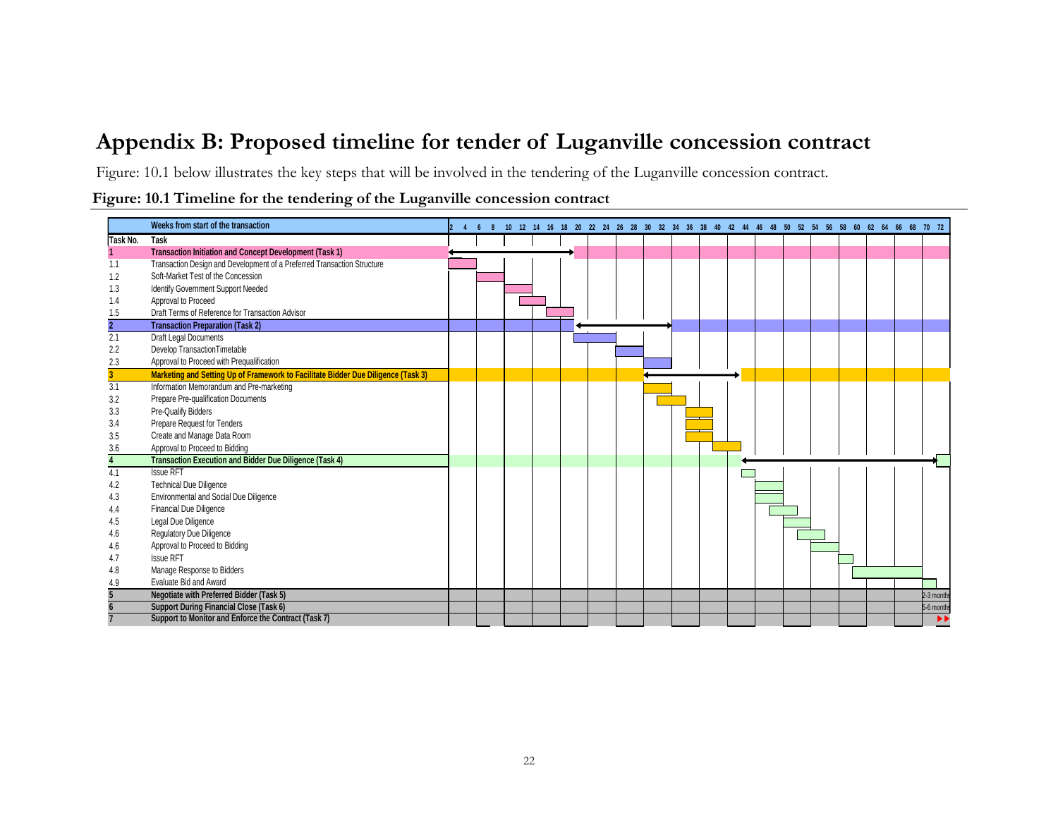# Appendix B: Proposed timeline for tender of Luganville concession contract

Figure: 10.1 below illustrates the key steps that will be involved in the tendering of the Luganville concession contract.

**Figure: 10.1 Timeline for the tendering of the Luganville concession contract**

| Task No. | Task | Weeks from start of the transaction |
|---|---|---|
| **1** | **Transaction Initiation and Concept Development (Task 1)** | 2–20 |
| 1.1 | Transaction Design and Development of a Preferred Transaction Structure | 2–6 |
| 1.2 | Soft-Market Test of the Concession | 6–10 |
| 1.3 | Identify Government Support Needed | 10–14 |
| 1.4 | Approval to Proceed | 12–16 |
| 1.5 | Draft Terms of Reference for Transaction Advisor | 16–20 |
| **2** | **Transaction Preparation (Task 2)** | 20–34 |
| 2.1 | Draft Legal Documents | 20–26 |
| 2.2 | Develop TransactionTimetable | 26–30 |
| 2.3 | Approval to Proceed with Prequalification | 30–34 |
| **3** | **Marketing and Setting Up of Framework to Facilitate Bidder Due Diligence (Task 3)** | 30–44 |
| 3.1 | Information Memorandum and Pre-marketing | 30–34 |
| 3.2 | Prepare Pre-qualification Documents | 32–36 |
| 3.3 | Pre-Qualify Bidders | 36–40 |
| 3.4 | Prepare Request for Tenders | 36–40 |
| 3.5 | Create and Manage Data Room | 36–40 |
| 3.6 | Approval to Proceed to Bidding | 40–44 |
| **4** | **Transaction Execution and Bidder Due Diligence (Task 4)** | 44–72 |
| 4.1 | Issue RFT | 44–46 |
| 4.2 | Technical Due Diligence | 46–50 |
| 4.3 | Environmental and Social Due Diligence | 46–50 |
| 4.4 | Financial Due Diligence | 48–52 |
| 4.5 | Legal Due Diligence | 50–54 |
| 4.6 | Regulatory Due Diligence | 52–56 |
| 4.6 | Approval to Proceed to Bidding | 54–58 |
| 4.7 | Issue RFT | 58–60 |
| 4.8 | Manage Response to Bidders | 60–70 |
| 4.9 | Evaluate Bid and Award | 70–72 |
| **5** | **Negotiate with Preferred Bidder (Task 5)** | 2-3 months |
| **6** | **Support During Financial Close (Task 6)** | 5-6 months |
| **7** | **Support to Monitor and Enforce the Contract (Task 7)** | ▸▸ |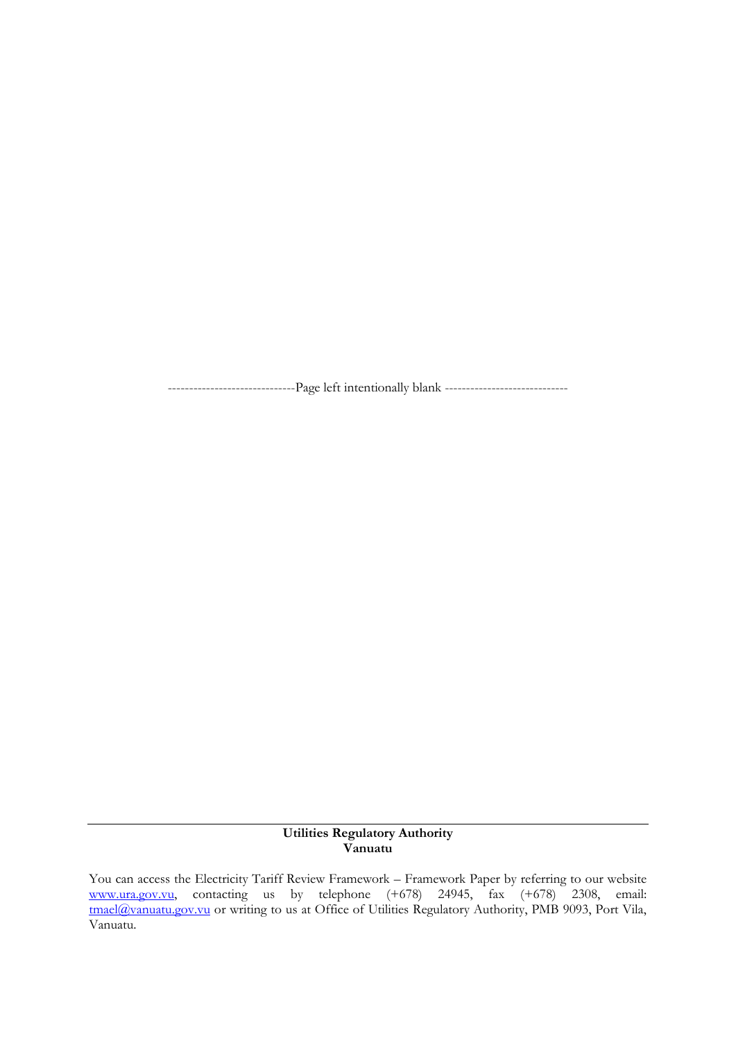------------------------------Page left intentionally blank -----------------------------

---

**Utilities Regulatory Authority**
**Vanuatu**

You can access the Electricity Tariff Review Framework – Framework Paper by referring to our website www.ura.gov.vu, contacting us by telephone (+678) 24945, fax (+678) 2308, email: tmael@vanuatu.gov.vu or writing to us at Office of Utilities Regulatory Authority, PMB 9093, Port Vila, Vanuatu.